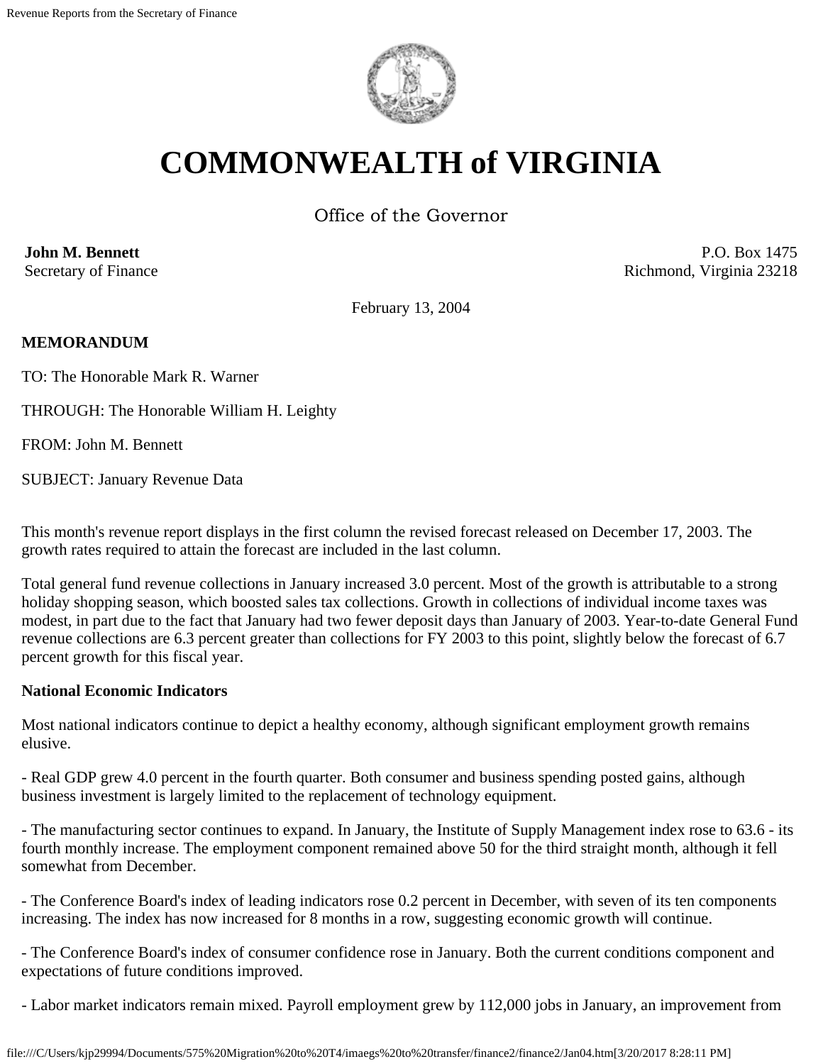# COMMONWEALTH of VIRGINIA

Office of the Governor

**John M. Bennett**
Secretary of Finance

P.O. Box 1475
Richmond, Virginia 23218

February 13, 2004

**MEMORANDUM**

TO: The Honorable Mark R. Warner

THROUGH: The Honorable William H. Leighty

FROM: John M. Bennett

SUBJECT: January Revenue Data

This month's revenue report displays in the first column the revised forecast released on December 17, 2003. The growth rates required to attain the forecast are included in the last column.

Total general fund revenue collections in January increased 3.0 percent. Most of the growth is attributable to a strong holiday shopping season, which boosted sales tax collections. Growth in collections of individual income taxes was modest, in part due to the fact that January had two fewer deposit days than January of 2003. Year-to-date General Fund revenue collections are 6.3 percent greater than collections for FY 2003 to this point, slightly below the forecast of 6.7 percent growth for this fiscal year.

**National Economic Indicators**

Most national indicators continue to depict a healthy economy, although significant employment growth remains elusive.

- Real GDP grew 4.0 percent in the fourth quarter. Both consumer and business spending posted gains, although business investment is largely limited to the replacement of technology equipment.

- The manufacturing sector continues to expand. In January, the Institute of Supply Management index rose to 63.6 - its fourth monthly increase. The employment component remained above 50 for the third straight month, although it fell somewhat from December.

- The Conference Board's index of leading indicators rose 0.2 percent in December, with seven of its ten components increasing. The index has now increased for 8 months in a row, suggesting economic growth will continue.

- The Conference Board's index of consumer confidence rose in January. Both the current conditions component and expectations of future conditions improved.

- Labor market indicators remain mixed. Payroll employment grew by 112,000 jobs in January, an improvement from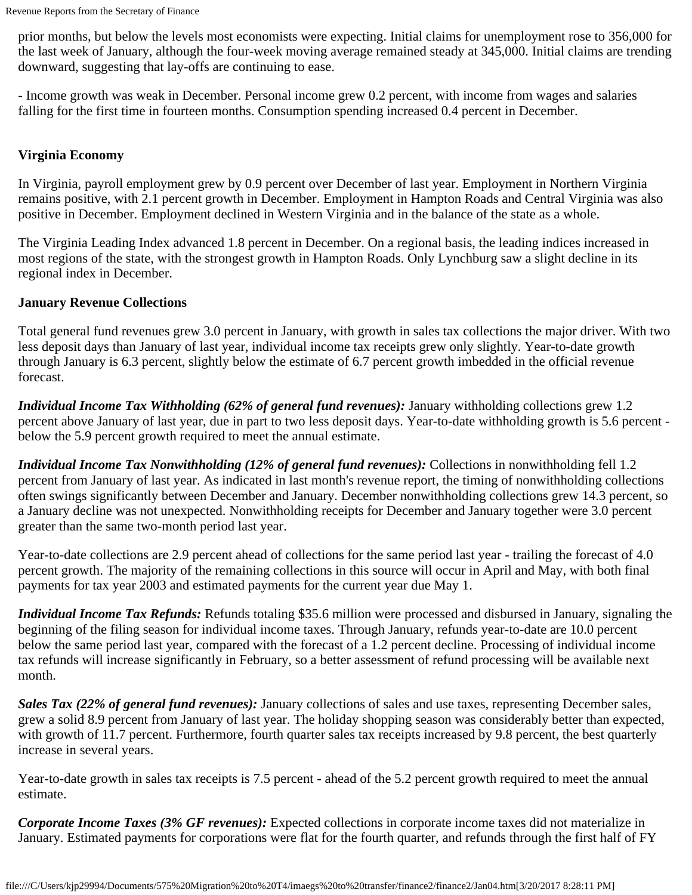prior months, but below the levels most economists were expecting. Initial claims for unemployment rose to 356,000 for the last week of January, although the four-week moving average remained steady at 345,000. Initial claims are trending downward, suggesting that lay-offs are continuing to ease.

- Income growth was weak in December. Personal income grew 0.2 percent, with income from wages and salaries falling for the first time in fourteen months. Consumption spending increased 0.4 percent in December.

**Virginia Economy**

In Virginia, payroll employment grew by 0.9 percent over December of last year. Employment in Northern Virginia remains positive, with 2.1 percent growth in December. Employment in Hampton Roads and Central Virginia was also positive in December. Employment declined in Western Virginia and in the balance of the state as a whole.

The Virginia Leading Index advanced 1.8 percent in December. On a regional basis, the leading indices increased in most regions of the state, with the strongest growth in Hampton Roads. Only Lynchburg saw a slight decline in its regional index in December.

**January Revenue Collections**

Total general fund revenues grew 3.0 percent in January, with growth in sales tax collections the major driver. With two less deposit days than January of last year, individual income tax receipts grew only slightly. Year-to-date growth through January is 6.3 percent, slightly below the estimate of 6.7 percent growth imbedded in the official revenue forecast.

***Individual Income Tax Withholding (62% of general fund revenues):*** January withholding collections grew 1.2 percent above January of last year, due in part to two less deposit days. Year-to-date withholding growth is 5.6 percent - below the 5.9 percent growth required to meet the annual estimate.

***Individual Income Tax Nonwithholding (12% of general fund revenues):*** Collections in nonwithholding fell 1.2 percent from January of last year. As indicated in last month's revenue report, the timing of nonwithholding collections often swings significantly between December and January. December nonwithholding collections grew 14.3 percent, so a January decline was not unexpected. Nonwithholding receipts for December and January together were 3.0 percent greater than the same two-month period last year.

Year-to-date collections are 2.9 percent ahead of collections for the same period last year - trailing the forecast of 4.0 percent growth. The majority of the remaining collections in this source will occur in April and May, with both final payments for tax year 2003 and estimated payments for the current year due May 1.

***Individual Income Tax Refunds:*** Refunds totaling $35.6 million were processed and disbursed in January, signaling the beginning of the filing season for individual income taxes. Through January, refunds year-to-date are 10.0 percent below the same period last year, compared with the forecast of a 1.2 percent decline. Processing of individual income tax refunds will increase significantly in February, so a better assessment of refund processing will be available next month.

***Sales Tax (22% of general fund revenues):*** January collections of sales and use taxes, representing December sales, grew a solid 8.9 percent from January of last year. The holiday shopping season was considerably better than expected, with growth of 11.7 percent. Furthermore, fourth quarter sales tax receipts increased by 9.8 percent, the best quarterly increase in several years.

Year-to-date growth in sales tax receipts is 7.5 percent - ahead of the 5.2 percent growth required to meet the annual estimate.

***Corporate Income Taxes (3% GF revenues):*** Expected collections in corporate income taxes did not materialize in January. Estimated payments for corporations were flat for the fourth quarter, and refunds through the first half of FY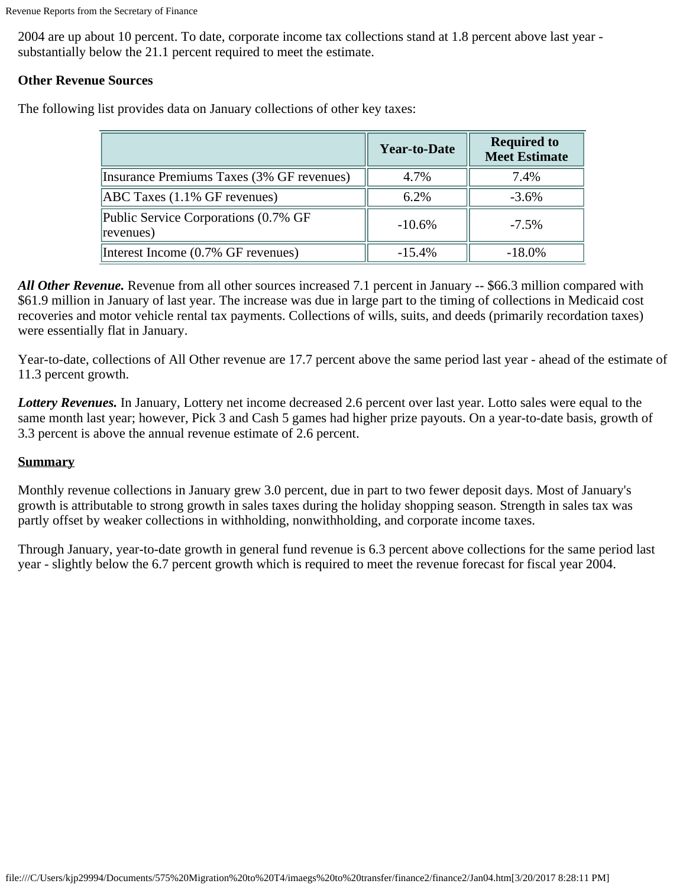2004 are up about 10 percent. To date, corporate income tax collections stand at 1.8 percent above last year - substantially below the 21.1 percent required to meet the estimate.

**Other Revenue Sources**

The following list provides data on January collections of other key taxes:

| | Year-to-Date | Required to Meet Estimate |
|---|---|---|
| Insurance Premiums Taxes (3% GF revenues) | 4.7% | 7.4% |
| ABC Taxes (1.1% GF revenues) | 6.2% | -3.6% |
| Public Service Corporations (0.7% GF revenues) | -10.6% | -7.5% |
| Interest Income (0.7% GF revenues) | -15.4% | -18.0% |

***All Other Revenue.*** Revenue from all other sources increased 7.1 percent in January -- $66.3 million compared with $61.9 million in January of last year. The increase was due in large part to the timing of collections in Medicaid cost recoveries and motor vehicle rental tax payments. Collections of wills, suits, and deeds (primarily recordation taxes) were essentially flat in January.

Year-to-date, collections of All Other revenue are 17.7 percent above the same period last year - ahead of the estimate of 11.3 percent growth.

***Lottery Revenues.*** In January, Lottery net income decreased 2.6 percent over last year. Lotto sales were equal to the same month last year; however, Pick 3 and Cash 5 games had higher prize payouts. On a year-to-date basis, growth of 3.3 percent is above the annual revenue estimate of 2.6 percent.

**Summary**

Monthly revenue collections in January grew 3.0 percent, due in part to two fewer deposit days. Most of January's growth is attributable to strong growth in sales taxes during the holiday shopping season. Strength in sales tax was partly offset by weaker collections in withholding, nonwithholding, and corporate income taxes.

Through January, year-to-date growth in general fund revenue is 6.3 percent above collections for the same period last year - slightly below the 6.7 percent growth which is required to meet the revenue forecast for fiscal year 2004.